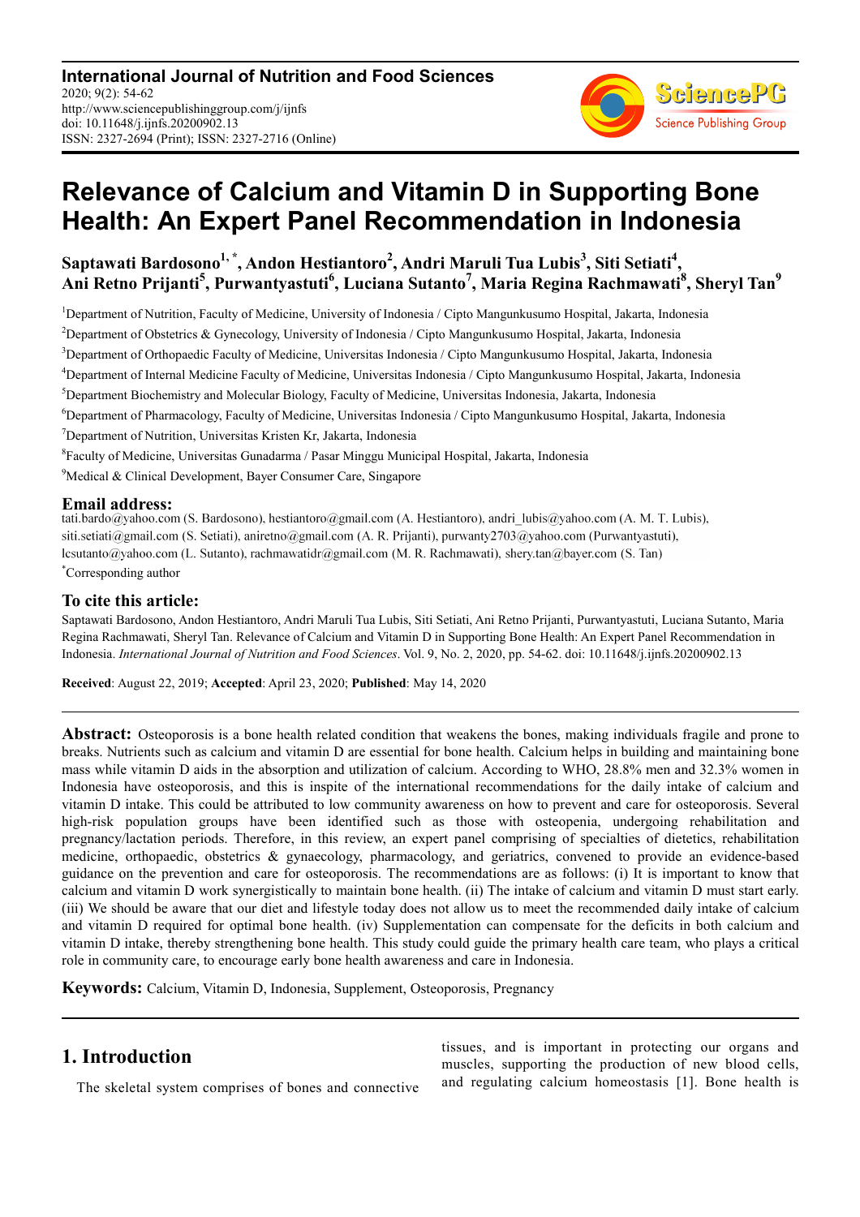**International Journal of Nutrition and Food Sciences**
2020; 9(2): 54-62
http://www.sciencepublishinggroup.com/j/ijnfs
doi: 10.11648/j.ijnfs.20200902.13
ISSN: 2327-2694 (Print); ISSN: 2327-2716 (Online)

# Relevance of Calcium and Vitamin D in Supporting Bone Health: An Expert Panel Recommendation in Indonesia

**Saptawati Bardosono[1, *], Andon Hestiantoro[2], Andri Maruli Tua Lubis[3], Siti Setiati[4], Ani Retno Prijanti[5], Purwantyastuti[6], Luciana Sutanto[7], Maria Regina Rachmawati[8], Sheryl Tan[9]**

[1]Department of Nutrition, Faculty of Medicine, University of Indonesia / Cipto Mangunkusumo Hospital, Jakarta, Indonesia
[2]Department of Obstetrics & Gynecology, University of Indonesia / Cipto Mangunkusumo Hospital, Jakarta, Indonesia
[3]Department of Orthopaedic Faculty of Medicine, Universitas Indonesia / Cipto Mangunkusumo Hospital, Jakarta, Indonesia
[4]Department of Internal Medicine Faculty of Medicine, Universitas Indonesia / Cipto Mangunkusumo Hospital, Jakarta, Indonesia
[5]Department Biochemistry and Molecular Biology, Faculty of Medicine, Universitas Indonesia, Jakarta, Indonesia
[6]Department of Pharmacology, Faculty of Medicine, Universitas Indonesia / Cipto Mangunkusumo Hospital, Jakarta, Indonesia
[7]Department of Nutrition, Universitas Kristen Kr, Jakarta, Indonesia
[8]Faculty of Medicine, Universitas Gunadarma / Pasar Minggu Municipal Hospital, Jakarta, Indonesia
[9]Medical & Clinical Development, Bayer Consumer Care, Singapore

## Email address:

tati.bardo@yahoo.com (S. Bardosono), hestiantoro@gmail.com (A. Hestiantoro), andri_lubis@yahoo.com (A. M. T. Lubis), siti.setiati@gmail.com (S. Setiati), aniretno@gmail.com (A. R. Prijanti), purwanty2703@yahoo.com (Purwantyastuti), lcsutanto@yahoo.com (L. Sutanto), rachmawatidr@gmail.com (M. R. Rachmawati), shery.tan@bayer.com (S. Tan)

*Corresponding author

## To cite this article:

Saptawati Bardosono, Andon Hestiantoro, Andri Maruli Tua Lubis, Siti Setiati, Ani Retno Prijanti, Purwantyastuti, Luciana Sutanto, Maria Regina Rachmawati, Sheryl Tan. Relevance of Calcium and Vitamin D in Supporting Bone Health: An Expert Panel Recommendation in Indonesia. *International Journal of Nutrition and Food Sciences*. Vol. 9, No. 2, 2020, pp. 54-62. doi: 10.11648/j.ijnfs.20200902.13

**Received**: August 22, 2019; **Accepted**: April 23, 2020; **Published**: May 14, 2020

---

**Abstract:** Osteoporosis is a bone health related condition that weakens the bones, making individuals fragile and prone to breaks. Nutrients such as calcium and vitamin D are essential for bone health. Calcium helps in building and maintaining bone mass while vitamin D aids in the absorption and utilization of calcium. According to WHO, 28.8% men and 32.3% women in Indonesia have osteoporosis, and this is inspite of the international recommendations for the daily intake of calcium and vitamin D intake. This could be attributed to low community awareness on how to prevent and care for osteoporosis. Several high-risk population groups have been identified such as those with osteopenia, undergoing rehabilitation and pregnancy/lactation periods. Therefore, in this review, an expert panel comprising of specialties of dietetics, rehabilitation medicine, orthopaedic, obstetrics & gynaecology, pharmacology, and geriatrics, convened to provide an evidence-based guidance on the prevention and care for osteoporosis. The recommendations are as follows: (i) It is important to know that calcium and vitamin D work synergistically to maintain bone health. (ii) The intake of calcium and vitamin D must start early. (iii) We should be aware that our diet and lifestyle today does not allow us to meet the recommended daily intake of calcium and vitamin D required for optimal bone health. (iv) Supplementation can compensate for the deficits in both calcium and vitamin D intake, thereby strengthening bone health. This study could guide the primary health care team, who plays a critical role in community care, to encourage early bone health awareness and care in Indonesia.

**Keywords:** Calcium, Vitamin D, Indonesia, Supplement, Osteoporosis, Pregnancy

---

## 1. Introduction

The skeletal system comprises of bones and connective tissues, and is important in protecting our organs and muscles, supporting the production of new blood cells, and regulating calcium homeostasis [1]. Bone health is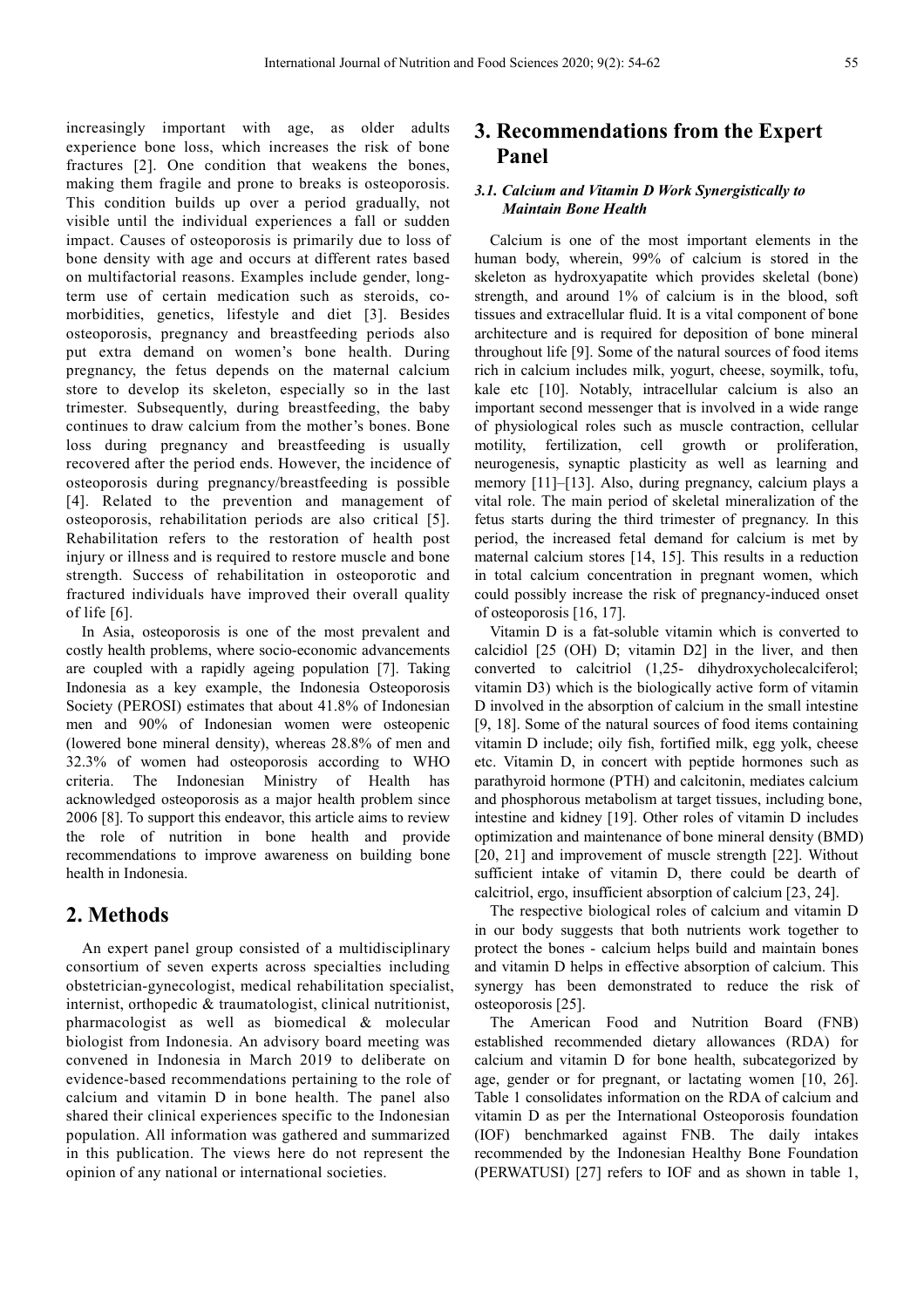increasingly important with age, as older adults experience bone loss, which increases the risk of bone fractures [2]. One condition that weakens the bones, making them fragile and prone to breaks is osteoporosis. This condition builds up over a period gradually, not visible until the individual experiences a fall or sudden impact. Causes of osteoporosis is primarily due to loss of bone density with age and occurs at different rates based on multifactorial reasons. Examples include gender, long-term use of certain medication such as steroids, co-morbidities, genetics, lifestyle and diet [3]. Besides osteoporosis, pregnancy and breastfeeding periods also put extra demand on women's bone health. During pregnancy, the fetus depends on the maternal calcium store to develop its skeleton, especially so in the last trimester. Subsequently, during breastfeeding, the baby continues to draw calcium from the mother's bones. Bone loss during pregnancy and breastfeeding is usually recovered after the period ends. However, the incidence of osteoporosis during pregnancy/breastfeeding is possible [4]. Related to the prevention and management of osteoporosis, rehabilitation periods are also critical [5]. Rehabilitation refers to the restoration of health post injury or illness and is required to restore muscle and bone strength. Success of rehabilitation in osteoporotic and fractured individuals have improved their overall quality of life [6].

In Asia, osteoporosis is one of the most prevalent and costly health problems, where socio-economic advancements are coupled with a rapidly ageing population [7]. Taking Indonesia as a key example, the Indonesia Osteoporosis Society (PEROSI) estimates that about 41.8% of Indonesian men and 90% of Indonesian women were osteopenic (lowered bone mineral density), whereas 28.8% of men and 32.3% of women had osteoporosis according to WHO criteria. The Indonesian Ministry of Health has acknowledged osteoporosis as a major health problem since 2006 [8]. To support this endeavor, this article aims to review the role of nutrition in bone health and provide recommendations to improve awareness on building bone health in Indonesia.

## 2. Methods

An expert panel group consisted of a multidisciplinary consortium of seven experts across specialties including obstetrician-gynecologist, medical rehabilitation specialist, internist, orthopedic & traumatologist, clinical nutritionist, pharmacologist as well as biomedical & molecular biologist from Indonesia. An advisory board meeting was convened in Indonesia in March 2019 to deliberate on evidence-based recommendations pertaining to the role of calcium and vitamin D in bone health. The panel also shared their clinical experiences specific to the Indonesian population. All information was gathered and summarized in this publication. The views here do not represent the opinion of any national or international societies.

## 3. Recommendations from the Expert Panel

### *3.1. Calcium and Vitamin D Work Synergistically to Maintain Bone Health*

Calcium is one of the most important elements in the human body, wherein, 99% of calcium is stored in the skeleton as hydroxyapatite which provides skeletal (bone) strength, and around 1% of calcium is in the blood, soft tissues and extracellular fluid. It is a vital component of bone architecture and is required for deposition of bone mineral throughout life [9]. Some of the natural sources of food items rich in calcium includes milk, yogurt, cheese, soymilk, tofu, kale etc [10]. Notably, intracellular calcium is also an important second messenger that is involved in a wide range of physiological roles such as muscle contraction, cellular motility, fertilization, cell growth or proliferation, neurogenesis, synaptic plasticity as well as learning and memory [11]–[13]. Also, during pregnancy, calcium plays a vital role. The main period of skeletal mineralization of the fetus starts during the third trimester of pregnancy. In this period, the increased fetal demand for calcium is met by maternal calcium stores [14, 15]. This results in a reduction in total calcium concentration in pregnant women, which could possibly increase the risk of pregnancy-induced onset of osteoporosis [16, 17].

Vitamin D is a fat-soluble vitamin which is converted to calcidiol [25 (OH) D; vitamin D2] in the liver, and then converted to calcitriol (1,25- dihydroxycholecalciferol; vitamin D3) which is the biologically active form of vitamin D involved in the absorption of calcium in the small intestine [9, 18]. Some of the natural sources of food items containing vitamin D include; oily fish, fortified milk, egg yolk, cheese etc. Vitamin D, in concert with peptide hormones such as parathyroid hormone (PTH) and calcitonin, mediates calcium and phosphorous metabolism at target tissues, including bone, intestine and kidney [19]. Other roles of vitamin D includes optimization and maintenance of bone mineral density (BMD) [20, 21] and improvement of muscle strength [22]. Without sufficient intake of vitamin D, there could be dearth of calcitriol, ergo, insufficient absorption of calcium [23, 24].

The respective biological roles of calcium and vitamin D in our body suggests that both nutrients work together to protect the bones - calcium helps build and maintain bones and vitamin D helps in effective absorption of calcium. This synergy has been demonstrated to reduce the risk of osteoporosis [25].

The American Food and Nutrition Board (FNB) established recommended dietary allowances (RDA) for calcium and vitamin D for bone health, subcategorized by age, gender or for pregnant, or lactating women [10, 26]. Table 1 consolidates information on the RDA of calcium and vitamin D as per the International Osteoporosis foundation (IOF) benchmarked against FNB. The daily intakes recommended by the Indonesian Healthy Bone Foundation (PERWATUSI) [27] refers to IOF and as shown in table 1,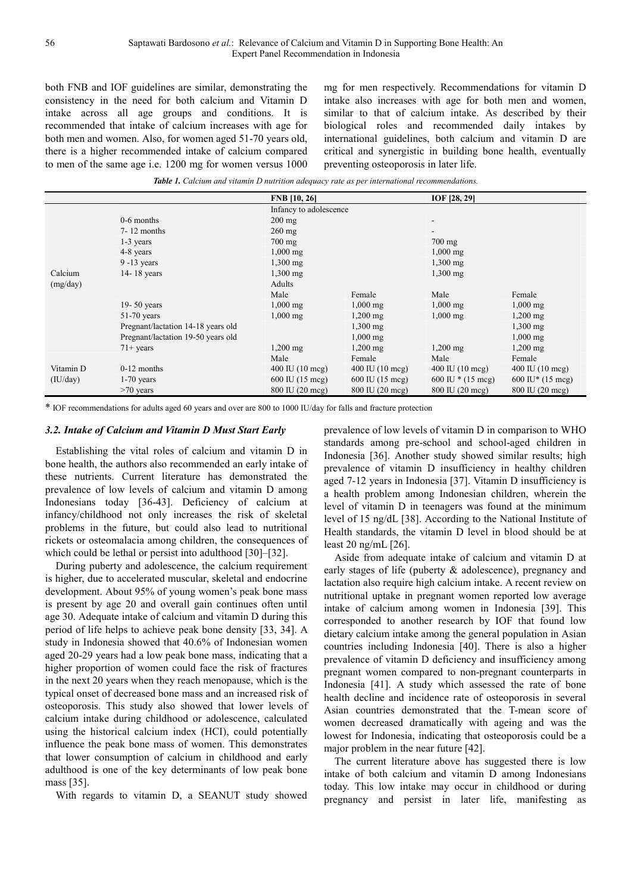both FNB and IOF guidelines are similar, demonstrating the consistency in the need for both calcium and Vitamin D intake across all age groups and conditions. It is recommended that intake of calcium increases with age for both men and women. Also, for women aged 51-70 years old, there is a higher recommended intake of calcium compared to men of the same age i.e. 1200 mg for women versus 1000 mg for men respectively. Recommendations for vitamin D intake also increases with age for both men and women, similar to that of calcium intake. As described by their biological roles and recommended daily intakes by international guidelines, both calcium and vitamin D are critical and synergistic in building bone health, eventually preventing osteoporosis in later life.

***Table 1.*** *Calcium and vitamin D nutrition adequacy rate as per international recommendations.*

| | | FNB [10, 26] | | IOF [28, 29] | |
|---|---|---|---|---|---|
| | | Infancy to adolescence | | | |
| Calcium (mg/day) | 0-6 months | 200 mg | | - | |
| | 7- 12 months | 260 mg | | - | |
| | 1-3 years | 700 mg | | 700 mg | |
| | 4-8 years | 1,000 mg | | 1,000 mg | |
| | 9 -13 years | 1,300 mg | | 1,300 mg | |
| | 14- 18 years | 1,300 mg | | 1,300 mg | |
| | | Adults | | | |
| | | Male | Female | Male | Female |
| | 19- 50 years | 1,000 mg | 1,000 mg | 1,000 mg | 1,000 mg |
| | 51-70 years | 1,000 mg | 1,200 mg | 1,000 mg | 1,200 mg |
| | Pregnant/lactation 14-18 years old | | 1,300 mg | | 1,300 mg |
| | Pregnant/lactation 19-50 years old | | 1,000 mg | | 1,000 mg |
| | 71+ years | 1,200 mg | 1,200 mg | 1,200 mg | 1,200 mg |
| | | Male | Female | Male | Female |
| Vitamin D (IU/day) | 0-12 months | 400 IU (10 mcg) | 400 IU (10 mcg) | 400 IU (10 mcg) | 400 IU (10 mcg) |
| | 1-70 years | 600 IU (15 mcg) | 600 IU (15 mcg) | 600 IU * (15 mcg) | 600 IU* (15 mcg) |
| | >70 years | 800 IU (20 mcg) | 800 IU (20 mcg) | 800 IU (20 mcg) | 800 IU (20 mcg) |

\* IOF recommendations for adults aged 60 years and over are 800 to 1000 IU/day for falls and fracture protection

### *3.2. Intake of Calcium and Vitamin D Must Start Early*

Establishing the vital roles of calcium and vitamin D in bone health, the authors also recommended an early intake of these nutrients. Current literature has demonstrated the prevalence of low levels of calcium and vitamin D among Indonesians today [36-43]. Deficiency of calcium at infancy/childhood not only increases the risk of skeletal problems in the future, but could also lead to nutritional rickets or osteomalacia among children, the consequences of which could be lethal or persist into adulthood [30]–[32].

During puberty and adolescence, the calcium requirement is higher, due to accelerated muscular, skeletal and endocrine development. About 95% of young women's peak bone mass is present by age 20 and overall gain continues often until age 30. Adequate intake of calcium and vitamin D during this period of life helps to achieve peak bone density [33, 34]. A study in Indonesia showed that 40.6% of Indonesian women aged 20-29 years had a low peak bone mass, indicating that a higher proportion of women could face the risk of fractures in the next 20 years when they reach menopause, which is the typical onset of decreased bone mass and an increased risk of osteoporosis. This study also showed that lower levels of calcium intake during childhood or adolescence, calculated using the historical calcium index (HCI), could potentially influence the peak bone mass of women. This demonstrates that lower consumption of calcium in childhood and early adulthood is one of the key determinants of low peak bone mass [35].

With regards to vitamin D, a SEANUT study showed prevalence of low levels of vitamin D in comparison to WHO standards among pre-school and school-aged children in Indonesia [36]. Another study showed similar results; high prevalence of vitamin D insufficiency in healthy children aged 7-12 years in Indonesia [37]. Vitamin D insufficiency is a health problem among Indonesian children, wherein the level of vitamin D in teenagers was found at the minimum level of 15 ng/dL [38]. According to the National Institute of Health standards, the vitamin D level in blood should be at least 20 ng/mL [26].

Aside from adequate intake of calcium and vitamin D at early stages of life (puberty & adolescence), pregnancy and lactation also require high calcium intake. A recent review on nutritional uptake in pregnant women reported low average intake of calcium among women in Indonesia [39]. This corresponded to another research by IOF that found low dietary calcium intake among the general population in Asian countries including Indonesia [40]. There is also a higher prevalence of vitamin D deficiency and insufficiency among pregnant women compared to non-pregnant counterparts in Indonesia [41]. A study which assessed the rate of bone health decline and incidence rate of osteoporosis in several Asian countries demonstrated that the T-mean score of women decreased dramatically with ageing and was the lowest for Indonesia, indicating that osteoporosis could be a major problem in the near future [42].

The current literature above has suggested there is low intake of both calcium and vitamin D among Indonesians today. This low intake may occur in childhood or during pregnancy and persist in later life, manifesting as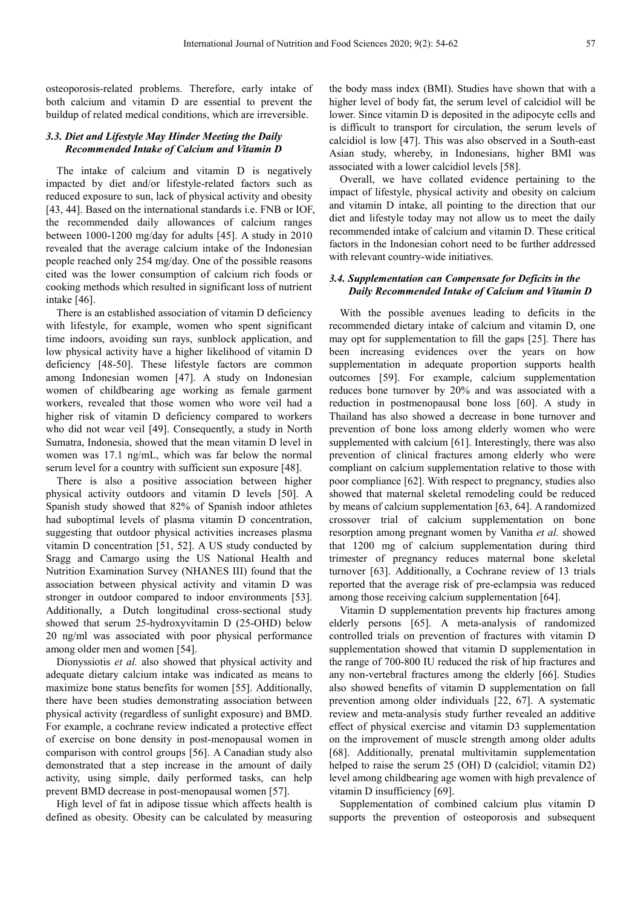osteoporosis-related problems. Therefore, early intake of both calcium and vitamin D are essential to prevent the buildup of related medical conditions, which are irreversible.

### *3.3. Diet and Lifestyle May Hinder Meeting the Daily Recommended Intake of Calcium and Vitamin D*

The intake of calcium and vitamin D is negatively impacted by diet and/or lifestyle-related factors such as reduced exposure to sun, lack of physical activity and obesity [43, 44]. Based on the international standards i.e. FNB or IOF, the recommended daily allowances of calcium ranges between 1000-1200 mg/day for adults [45]. A study in 2010 revealed that the average calcium intake of the Indonesian people reached only 254 mg/day. One of the possible reasons cited was the lower consumption of calcium rich foods or cooking methods which resulted in significant loss of nutrient intake [46].

There is an established association of vitamin D deficiency with lifestyle, for example, women who spent significant time indoors, avoiding sun rays, sunblock application, and low physical activity have a higher likelihood of vitamin D deficiency [48-50]. These lifestyle factors are common among Indonesian women [47]. A study on Indonesian women of childbearing age working as female garment workers, revealed that those women who wore veil had a higher risk of vitamin D deficiency compared to workers who did not wear veil [49]. Consequently, a study in North Sumatra, Indonesia, showed that the mean vitamin D level in women was 17.1 ng/mL, which was far below the normal serum level for a country with sufficient sun exposure [48].

There is also a positive association between higher physical activity outdoors and vitamin D levels [50]. A Spanish study showed that 82% of Spanish indoor athletes had suboptimal levels of plasma vitamin D concentration, suggesting that outdoor physical activities increases plasma vitamin D concentration [51, 52]. A US study conducted by Sragg and Camargo using the US National Health and Nutrition Examination Survey (NHANES III) found that the association between physical activity and vitamin D was stronger in outdoor compared to indoor environments [53]. Additionally, a Dutch longitudinal cross-sectional study showed that serum 25-hydroxyvitamin D (25-OHD) below 20 ng/ml was associated with poor physical performance among older men and women [54].

Dionyssiotis *et al.* also showed that physical activity and adequate dietary calcium intake was indicated as means to maximize bone status benefits for women [55]. Additionally, there have been studies demonstrating association between physical activity (regardless of sunlight exposure) and BMD. For example, a cochrane review indicated a protective effect of exercise on bone density in post-menopausal women in comparison with control groups [56]. A Canadian study also demonstrated that a step increase in the amount of daily activity, using simple, daily performed tasks, can help prevent BMD decrease in post-menopausal women [57].

High level of fat in adipose tissue which affects health is defined as obesity. Obesity can be calculated by measuring the body mass index (BMI). Studies have shown that with a higher level of body fat, the serum level of calcidiol will be lower. Since vitamin D is deposited in the adipocyte cells and is difficult to transport for circulation, the serum levels of calcidiol is low [47]. This was also observed in a South-east Asian study, whereby, in Indonesians, higher BMI was associated with a lower calcidiol levels [58].

Overall, we have collated evidence pertaining to the impact of lifestyle, physical activity and obesity on calcium and vitamin D intake, all pointing to the direction that our diet and lifestyle today may not allow us to meet the daily recommended intake of calcium and vitamin D. These critical factors in the Indonesian cohort need to be further addressed with relevant country-wide initiatives.

### *3.4. Supplementation can Compensate for Deficits in the Daily Recommended Intake of Calcium and Vitamin D*

With the possible avenues leading to deficits in the recommended dietary intake of calcium and vitamin D, one may opt for supplementation to fill the gaps [25]. There has been increasing evidences over the years on how supplementation in adequate proportion supports health outcomes [59]. For example, calcium supplementation reduces bone turnover by 20% and was associated with a reduction in postmenopausal bone loss [60]. A study in Thailand has also showed a decrease in bone turnover and prevention of bone loss among elderly women who were supplemented with calcium [61]. Interestingly, there was also prevention of clinical fractures among elderly who were compliant on calcium supplementation relative to those with poor compliance [62]. With respect to pregnancy, studies also showed that maternal skeletal remodeling could be reduced by means of calcium supplementation [63, 64]. A randomized crossover trial of calcium supplementation on bone resorption among pregnant women by Vanitha *et al.* showed that 1200 mg of calcium supplementation during third trimester of pregnancy reduces maternal bone skeletal turnover [63]. Additionally, a Cochrane review of 13 trials reported that the average risk of pre-eclampsia was reduced among those receiving calcium supplementation [64].

Vitamin D supplementation prevents hip fractures among elderly persons [65]. A meta-analysis of randomized controlled trials on prevention of fractures with vitamin D supplementation showed that vitamin D supplementation in the range of 700-800 IU reduced the risk of hip fractures and any non-vertebral fractures among the elderly [66]. Studies also showed benefits of vitamin D supplementation on fall prevention among older individuals [22, 67]. A systematic review and meta-analysis study further revealed an additive effect of physical exercise and vitamin D3 supplementation on the improvement of muscle strength among older adults [68]. Additionally, prenatal multivitamin supplementation helped to raise the serum 25 (OH) D (calcidiol; vitamin D2) level among childbearing age women with high prevalence of vitamin D insufficiency [69].

Supplementation of combined calcium plus vitamin D supports the prevention of osteoporosis and subsequent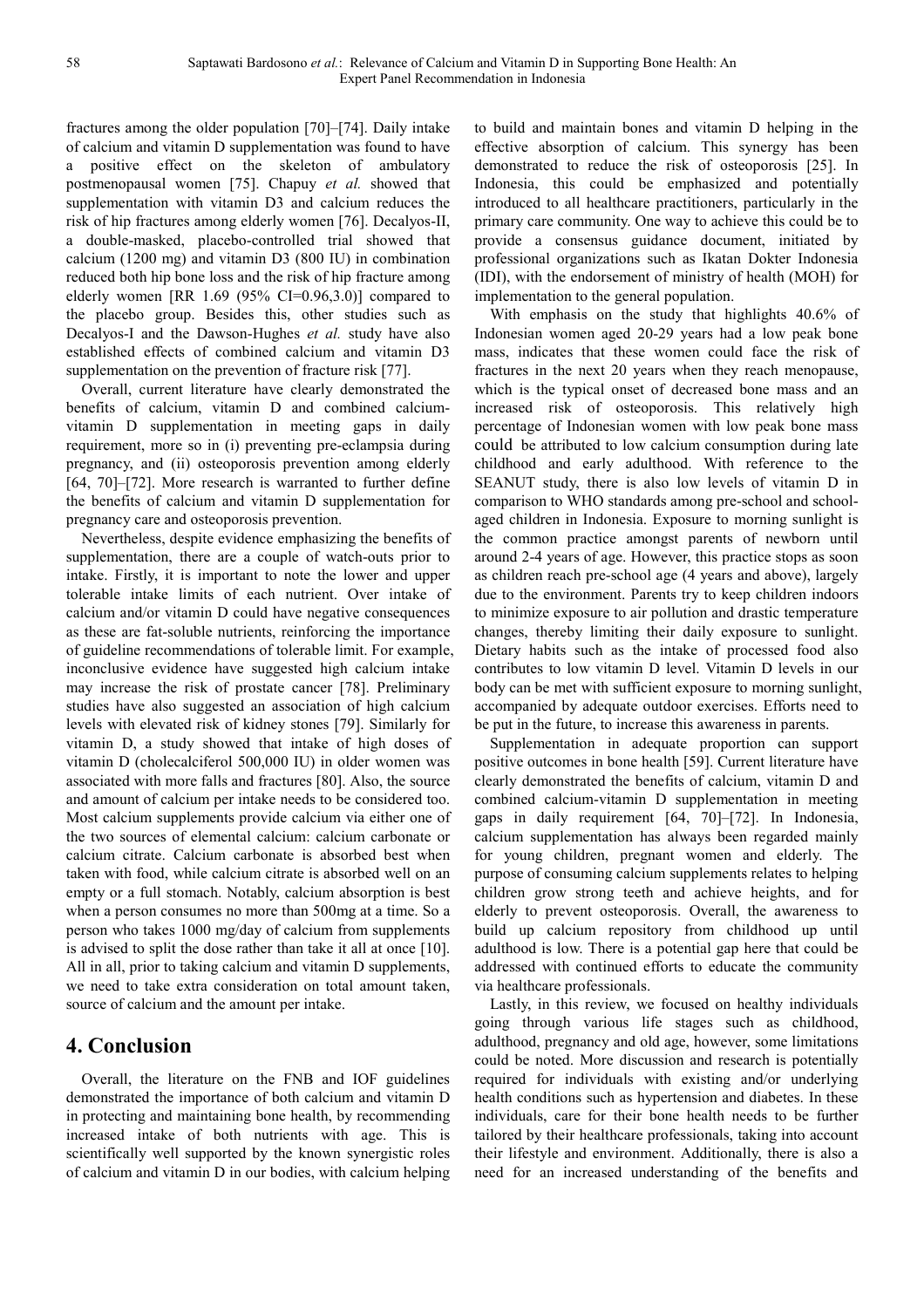fractures among the older population [70]–[74]. Daily intake of calcium and vitamin D supplementation was found to have a positive effect on the skeleton of ambulatory postmenopausal women [75]. Chapuy *et al.* showed that supplementation with vitamin D3 and calcium reduces the risk of hip fractures among elderly women [76]. Decalyos-II, a double-masked, placebo-controlled trial showed that calcium (1200 mg) and vitamin D3 (800 IU) in combination reduced both hip bone loss and the risk of hip fracture among elderly women [RR 1.69 (95% CI=0.96,3.0)] compared to the placebo group. Besides this, other studies such as Decalyos-I and the Dawson-Hughes *et al.* study have also established effects of combined calcium and vitamin D3 supplementation on the prevention of fracture risk [77].

Overall, current literature have clearly demonstrated the benefits of calcium, vitamin D and combined calcium-vitamin D supplementation in meeting gaps in daily requirement, more so in (i) preventing pre-eclampsia during pregnancy, and (ii) osteoporosis prevention among elderly [64, 70]–[72]. More research is warranted to further define the benefits of calcium and vitamin D supplementation for pregnancy care and osteoporosis prevention.

Nevertheless, despite evidence emphasizing the benefits of supplementation, there are a couple of watch-outs prior to intake. Firstly, it is important to note the lower and upper tolerable intake limits of each nutrient. Over intake of calcium and/or vitamin D could have negative consequences as these are fat-soluble nutrients, reinforcing the importance of guideline recommendations of tolerable limit. For example, inconclusive evidence have suggested high calcium intake may increase the risk of prostate cancer [78]. Preliminary studies have also suggested an association of high calcium levels with elevated risk of kidney stones [79]. Similarly for vitamin D, a study showed that intake of high doses of vitamin D (cholecalciferol 500,000 IU) in older women was associated with more falls and fractures [80]. Also, the source and amount of calcium per intake needs to be considered too. Most calcium supplements provide calcium via either one of the two sources of elemental calcium: calcium carbonate or calcium citrate. Calcium carbonate is absorbed best when taken with food, while calcium citrate is absorbed well on an empty or a full stomach. Notably, calcium absorption is best when a person consumes no more than 500mg at a time. So a person who takes 1000 mg/day of calcium from supplements is advised to split the dose rather than take it all at once [10]. All in all, prior to taking calcium and vitamin D supplements, we need to take extra consideration on total amount taken, source of calcium and the amount per intake.

# 4. Conclusion

Overall, the literature on the FNB and IOF guidelines demonstrated the importance of both calcium and vitamin D in protecting and maintaining bone health, by recommending increased intake of both nutrients with age. This is scientifically well supported by the known synergistic roles of calcium and vitamin D in our bodies, with calcium helping to build and maintain bones and vitamin D helping in the effective absorption of calcium. This synergy has been demonstrated to reduce the risk of osteoporosis [25]. In Indonesia, this could be emphasized and potentially introduced to all healthcare practitioners, particularly in the primary care community. One way to achieve this could be to provide a consensus guidance document, initiated by professional organizations such as Ikatan Dokter Indonesia (IDI), with the endorsement of ministry of health (MOH) for implementation to the general population.

With emphasis on the study that highlights 40.6% of Indonesian women aged 20-29 years had a low peak bone mass, indicates that these women could face the risk of fractures in the next 20 years when they reach menopause, which is the typical onset of decreased bone mass and an increased risk of osteoporosis. This relatively high percentage of Indonesian women with low peak bone mass could be attributed to low calcium consumption during late childhood and early adulthood. With reference to the SEANUT study, there is also low levels of vitamin D in comparison to WHO standards among pre-school and school-aged children in Indonesia. Exposure to morning sunlight is the common practice amongst parents of newborn until around 2-4 years of age. However, this practice stops as soon as children reach pre-school age (4 years and above), largely due to the environment. Parents try to keep children indoors to minimize exposure to air pollution and drastic temperature changes, thereby limiting their daily exposure to sunlight. Dietary habits such as the intake of processed food also contributes to low vitamin D level. Vitamin D levels in our body can be met with sufficient exposure to morning sunlight, accompanied by adequate outdoor exercises. Efforts need to be put in the future, to increase this awareness in parents.

Supplementation in adequate proportion can support positive outcomes in bone health [59]. Current literature have clearly demonstrated the benefits of calcium, vitamin D and combined calcium-vitamin D supplementation in meeting gaps in daily requirement [64, 70]–[72]. In Indonesia, calcium supplementation has always been regarded mainly for young children, pregnant women and elderly. The purpose of consuming calcium supplements relates to helping children grow strong teeth and achieve heights, and for elderly to prevent osteoporosis. Overall, the awareness to build up calcium repository from childhood up until adulthood is low. There is a potential gap here that could be addressed with continued efforts to educate the community via healthcare professionals.

Lastly, in this review, we focused on healthy individuals going through various life stages such as childhood, adulthood, pregnancy and old age, however, some limitations could be noted. More discussion and research is potentially required for individuals with existing and/or underlying health conditions such as hypertension and diabetes. In these individuals, care for their bone health needs to be further tailored by their healthcare professionals, taking into account their lifestyle and environment. Additionally, there is also a need for an increased understanding of the benefits and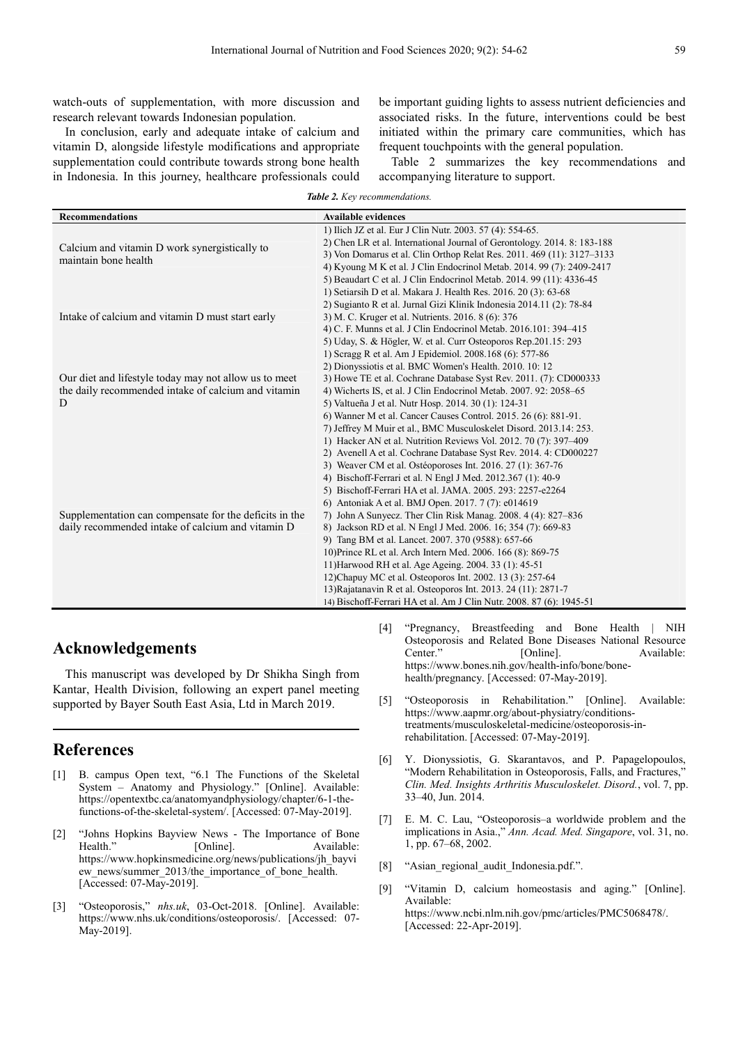watch-outs of supplementation, with more discussion and research relevant towards Indonesian population.

In conclusion, early and adequate intake of calcium and vitamin D, alongside lifestyle modifications and appropriate supplementation could contribute towards strong bone health in Indonesia. In this journey, healthcare professionals could be important guiding lights to assess nutrient deficiencies and associated risks. In the future, interventions could be best initiated within the primary care communities, which has frequent touchpoints with the general population.

Table 2 summarizes the key recommendations and accompanying literature to support.

***Table 2.*** *Key recommendations.*

| Recommendations | Available evidences |
|---|---|
| Calcium and vitamin D work synergistically to maintain bone health | 1) Ilich JZ et al. Eur J Clin Nutr. 2003. 57 (4): 554-65.<br>2) Chen LR et al. International Journal of Gerontology. 2014. 8: 183-188<br>3) Von Domarus et al. Clin Orthop Relat Res. 2011. 469 (11): 3127–3133<br>4) Kyoung M K et al. J Clin Endocrinol Metab. 2014. 99 (7): 2409-2417<br>5) Beaudart C et al. J Clin Endocrinol Metab. 2014. 99 (11): 4336-45 |
| Intake of calcium and vitamin D must start early | 1) Setiarsih D et al. Makara J. Health Res. 2016. 20 (3): 63-68<br>2) Sugianto R et al. Jurnal Gizi Klinik Indonesia 2014.11 (2): 78-84<br>3) M. C. Kruger et al. Nutrients. 2016. 8 (6): 376<br>4) C. F. Munns et al. J Clin Endocrinol Metab. 2016.101: 394–415<br>5) Uday, S. & Högler, W. et al. Curr Osteoporos Rep.201.15: 293 |
| Our diet and lifestyle today may not allow us to meet the daily recommended intake of calcium and vitamin D | 1) Scragg R et al. Am J Epidemiol. 2008.168 (6): 577-86<br>2) Dionyssiotis et al. BMC Women's Health. 2010. 10: 12<br>3) Howe TE et al. Cochrane Database Syst Rev. 2011. (7): CD000333<br>4) Wicherts IS, et al. J Clin Endocrinol Metab. 2007. 92: 2058–65<br>5) Valtueña J et al. Nutr Hosp. 2014. 30 (1): 124-31<br>6) Wanner M et al. Cancer Causes Control. 2015. 26 (6): 881-91.<br>7) Jeffrey M Muir et al., BMC Musculoskelet Disord. 2013.14: 253. |
| Supplementation can compensate for the deficits in the daily recommended intake of calcium and vitamin D | 1) Hacker AN et al. Nutrition Reviews Vol. 2012. 70 (7): 397–409<br>2) Avenell A et al. Cochrane Database Syst Rev. 2014. 4: CD000227<br>3) Weaver CM et al. Ostéoporoses Int. 2016. 27 (1): 367-76<br>4) Bischoff-Ferrari et al. N Engl J Med. 2012.367 (1): 40-9<br>5) Bischoff-Ferrari HA et al. JAMA. 2005. 293: 2257-e2264<br>6) Antoniak A et al. BMJ Open. 2017. 7 (7): e014619<br>7) John A Sunyecz. Ther Clin Risk Manag. 2008. 4 (4): 827–836<br>8) Jackson RD et al. N Engl J Med. 2006. 16; 354 (7): 669-83<br>9) Tang BM et al. Lancet. 2007. 370 (9588): 657-66<br>10)Prince RL et al. Arch Intern Med. 2006. 166 (8): 869-75<br>11)Harwood RH et al. Age Ageing. 2004. 33 (1): 45-51<br>12)Chapuy MC et al. Osteoporos Int. 2002. 13 (3): 257-64<br>13)Rajatanavin R et al. Osteoporos Int. 2013. 24 (11): 2871-7<br>14) Bischoff-Ferrari HA et al. Am J Clin Nutr. 2008. 87 (6): 1945-51 |

## Acknowledgements

This manuscript was developed by Dr Shikha Singh from Kantar, Health Division, following an expert panel meeting supported by Bayer South East Asia, Ltd in March 2019.

## References

[1] B. campus Open text, "6.1 The Functions of the Skeletal System – Anatomy and Physiology." [Online]. Available: https://opentextbc.ca/anatomyandphysiology/chapter/6-1-the-functions-of-the-skeletal-system/. [Accessed: 07-May-2019].

[2] "Johns Hopkins Bayview News - The Importance of Bone Health." [Online]. Available: https://www.hopkinsmedicine.org/news/publications/jh_bayview_news/summer_2013/the_importance_of_bone_health. [Accessed: 07-May-2019].

[3] "Osteoporosis," *nhs.uk*, 03-Oct-2018. [Online]. Available: https://www.nhs.uk/conditions/osteoporosis/. [Accessed: 07-May-2019].

[4] "Pregnancy, Breastfeeding and Bone Health | NIH Osteoporosis and Related Bone Diseases National Resource Center." [Online]. Available: https://www.bones.nih.gov/health-info/bone/bone-health/pregnancy. [Accessed: 07-May-2019].

[5] "Osteoporosis in Rehabilitation." [Online]. Available: https://www.aapmr.org/about-physiatry/conditions-treatments/musculoskeletal-medicine/osteoporosis-in-rehabilitation. [Accessed: 07-May-2019].

[6] Y. Dionyssiotis, G. Skarantavos, and P. Papagelopoulos, "Modern Rehabilitation in Osteoporosis, Falls, and Fractures," *Clin. Med. Insights Arthritis Musculoskelet. Disord.*, vol. 7, pp. 33–40, Jun. 2014.

[7] E. M. C. Lau, "Osteoporosis–a worldwide problem and the implications in Asia.," *Ann. Acad. Med. Singapore*, vol. 31, no. 1, pp. 67–68, 2002.

[8] "Asian_regional_audit_Indonesia.pdf.".

[9] "Vitamin D, calcium homeostasis and aging." [Online]. Available: https://www.ncbi.nlm.nih.gov/pmc/articles/PMC5068478/. [Accessed: 22-Apr-2019].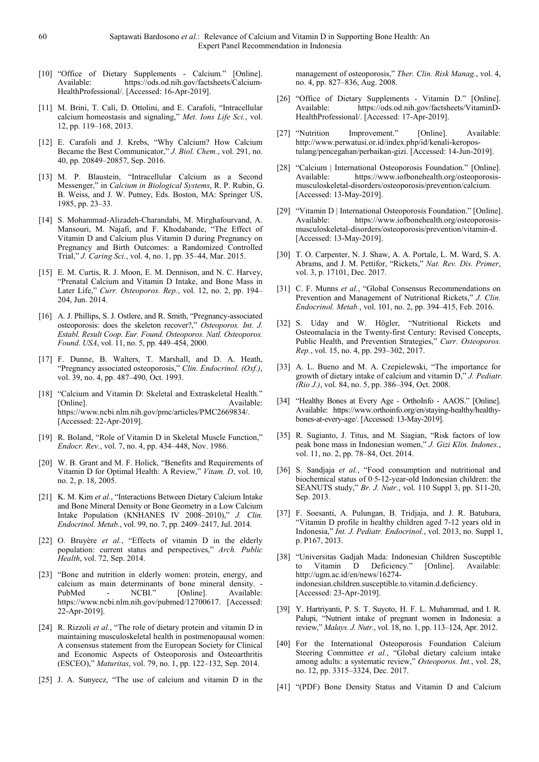[10] "Office of Dietary Supplements - Calcium." [Online]. Available: https://ods.od.nih.gov/factsheets/Calcium-HealthProfessional/. [Accessed: 16-Apr-2019].

[11] M. Brini, T. Calì, D. Ottolini, and E. Carafoli, "Intracellular calcium homeostasis and signaling," *Met. Ions Life Sci.*, vol. 12, pp. 119–168, 2013.

[12] E. Carafoli and J. Krebs, "Why Calcium? How Calcium Became the Best Communicator," *J. Biol. Chem.*, vol. 291, no. 40, pp. 20849–20857, Sep. 2016.

[13] M. P. Blaustein, "Intracellular Calcium as a Second Messenger," in *Calcium in Biological Systems*, R. P. Rubin, G. B. Weiss, and J. W. Putney, Eds. Boston, MA: Springer US, 1985, pp. 23–33.

[14] S. Mohammad-Alizadeh-Charandabi, M. Mirghafourvand, A. Mansouri, M. Najafi, and F. Khodabande, "The Effect of Vitamin D and Calcium plus Vitamin D during Pregnancy on Pregnancy and Birth Outcomes: a Randomized Controlled Trial," *J. Caring Sci.*, vol. 4, no. 1, pp. 35–44, Mar. 2015.

[15] E. M. Curtis, R. J. Moon, E. M. Dennison, and N. C. Harvey, "Prenatal Calcium and Vitamin D Intake, and Bone Mass in Later Life," *Curr. Osteoporos. Rep.*, vol. 12, no. 2, pp. 194–204, Jun. 2014.

[16] A. J. Phillips, S. J. Ostlere, and R. Smith, "Pregnancy-associated osteoporosis: does the skeleton recover?," *Osteoporos. Int. J. Establ. Result Coop. Eur. Found. Osteoporos. Natl. Osteoporos. Found. USA*, vol. 11, no. 5, pp. 449–454, 2000.

[17] F. Dunne, B. Walters, T. Marshall, and D. A. Heath, "Pregnancy associated osteoporosis," *Clin. Endocrinol. (Oxf.)*, vol. 39, no. 4, pp. 487–490, Oct. 1993.

[18] "Calcium and Vitamin D: Skeletal and Extraskeletal Health." [Online]. Available: https://www.ncbi.nlm.nih.gov/pmc/articles/PMC2669834/. [Accessed: 22-Apr-2019].

[19] R. Boland, "Role of Vitamin D in Skeletal Muscle Function," *Endocr. Rev.*, vol. 7, no. 4, pp. 434–448, Nov. 1986.

[20] W. B. Grant and M. F. Holick, "Benefits and Requirements of Vitamin D for Optimal Health: A Review," *Vitam. D*, vol. 10, no. 2, p. 18, 2005.

[21] K. M. Kim *et al.*, "Interactions Between Dietary Calcium Intake and Bone Mineral Density or Bone Geometry in a Low Calcium Intake Population (KNHANES IV 2008–2010)," *J. Clin. Endocrinol. Metab.*, vol. 99, no. 7, pp. 2409–2417, Jul. 2014.

[22] O. Bruyère *et al.*, "Effects of vitamin D in the elderly population: current status and perspectives," *Arch. Public Health*, vol. 72, Sep. 2014.

[23] "Bone and nutrition in elderly women: protein, energy, and calcium as main determinants of bone mineral density. - PubMed - NCBI." [Online]. Available: https://www.ncbi.nlm.nih.gov/pubmed/12700617. [Accessed: 22-Apr-2019].

[24] R. Rizzoli *et al.*, "The role of dietary protein and vitamin D in maintaining musculoskeletal health in postmenopausal women: A consensus statement from the European Society for Clinical and Economic Aspects of Osteoporosis and Osteoarthritis (ESCEO)," *Maturitas*, vol. 79, no. 1, pp. 122–132, Sep. 2014.

[25] J. A. Sunyecz, "The use of calcium and vitamin D in the management of osteoporosis," *Ther. Clin. Risk Manag.*, vol. 4, no. 4, pp. 827–836, Aug. 2008.

[26] "Office of Dietary Supplements - Vitamin D." [Online]. Available: https://ods.od.nih.gov/factsheets/VitaminD-HealthProfessional/. [Accessed: 17-Apr-2019].

[27] "Nutrition Improvement." [Online]. Available: http://www.perwatusi.or.id/index.php/id/kenali-keropos-tulang/pencegahan/perbaikan-gizi. [Accessed: 14-Jun-2019].

[28] "Calcium | International Osteoporosis Foundation." [Online]. Available: https://www.iofbonehealth.org/osteoporosis-musculoskeletal-disorders/osteoporosis/prevention/calcium. [Accessed: 13-May-2019].

[29] "Vitamin D | International Osteoporosis Foundation." [Online]. Available: https://www.iofbonehealth.org/osteoporosis-musculoskeletal-disorders/osteoporosis/prevention/vitamin-d. [Accessed: 13-May-2019].

[30] T. O. Carpenter, N. J. Shaw, A. A. Portale, L. M. Ward, S. A. Abrams, and J. M. Pettifor, "Rickets," *Nat. Rev. Dis. Primer*, vol. 3, p. 17101, Dec. 2017.

[31] C. F. Munns *et al.*, "Global Consensus Recommendations on Prevention and Management of Nutritional Rickets," *J. Clin. Endocrinol. Metab.*, vol. 101, no. 2, pp. 394–415, Feb. 2016.

[32] S. Uday and W. Högler, "Nutritional Rickets and Osteomalacia in the Twenty-first Century: Revised Concepts, Public Health, and Prevention Strategies," *Curr. Osteoporos. Rep.*, vol. 15, no. 4, pp. 293–302, 2017.

[33] A. L. Bueno and M. A. Czepielewski, "The importance for growth of dietary intake of calcium and vitamin D," *J. Pediatr. (Rio J.)*, vol. 84, no. 5, pp. 386–394, Oct. 2008.

[34] "Healthy Bones at Every Age - OrthoInfo - AAOS." [Online]. Available: https://www.orthoinfo.org/en/staying-healthy/healthy-bones-at-every-age/. [Accessed: 13-May-2019].

[35] R. Sugianto, J. Titus, and M. Siagian, "Risk factors of low peak bone mass in Indonesian women," *J. Gizi Klin. Indones.*, vol. 11, no. 2, pp. 78–84, Oct. 2014.

[36] S. Sandjaja *et al.*, "Food consumption and nutritional and biochemical status of 0·5-12-year-old Indonesian children: the SEANUTS study," *Br. J. Nutr.*, vol. 110 Suppl 3, pp. S11-20, Sep. 2013.

[37] F. Soesanti, A. Pulungan, B. Tridjaja, and J. R. Batubara, "Vitamin D profile in healthy children aged 7-12 years old in Indonesia," *Int. J. Pediatr. Endocrinol.*, vol. 2013, no. Suppl 1, p. P167, 2013.

[38] "Universitas Gadjah Mada: Indonesian Children Susceptible to Vitamin D Deficiency." [Online]. Available: http://ugm.ac.id/en/news/16274-indonesian.children.susceptible.to.vitamin.d.deficiency. [Accessed: 23-Apr-2019].

[39] Y. Hartriyanti, P. S. T. Suyoto, H. F. L. Muhammad, and I. R. Palupi, "Nutrient intake of pregnant women in Indonesia: a review," *Malays. J. Nutr.*, vol. 18, no. 1, pp. 113–124, Apr. 2012.

[40] For the International Osteoporosis Foundation Calcium Steering Committee *et al.*, "Global dietary calcium intake among adults: a systematic review," *Osteoporos. Int.*, vol. 28, no. 12, pp. 3315–3324, Dec. 2017.

[41] "(PDF) Bone Density Status and Vitamin D and Calcium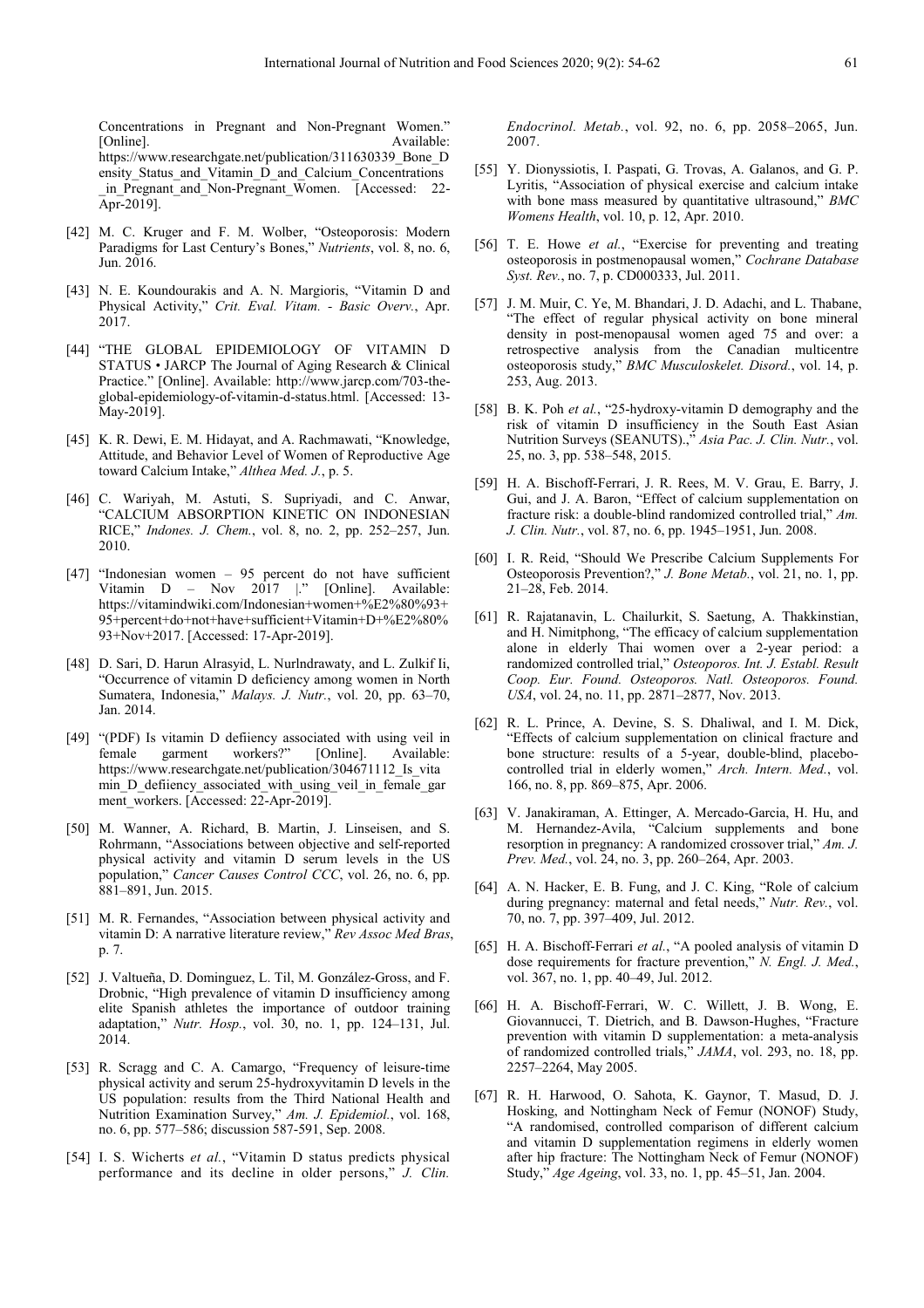Concentrations in Pregnant and Non-Pregnant Women." [Online]. Available: https://www.researchgate.net/publication/311630339_Bone_Density_Status_and_Vitamin_D_and_Calcium_Concentrations_in_Pregnant_and_Non-Pregnant_Women. [Accessed: 22-Apr-2019].

[42] M. C. Kruger and F. M. Wolber, "Osteoporosis: Modern Paradigms for Last Century's Bones," *Nutrients*, vol. 8, no. 6, Jun. 2016.

[43] N. E. Koundourakis and A. N. Margioris, "Vitamin D and Physical Activity," *Crit. Eval. Vitam. - Basic Overv.*, Apr. 2017.

[44] "THE GLOBAL EPIDEMIOLOGY OF VITAMIN D STATUS • JARCP The Journal of Aging Research & Clinical Practice." [Online]. Available: http://www.jarcp.com/703-the-global-epidemiology-of-vitamin-d-status.html. [Accessed: 13-May-2019].

[45] K. R. Dewi, E. M. Hidayat, and A. Rachmawati, "Knowledge, Attitude, and Behavior Level of Women of Reproductive Age toward Calcium Intake," *Althea Med. J.*, p. 5.

[46] C. Wariyah, M. Astuti, S. Supriyadi, and C. Anwar, "CALCIUM ABSORPTION KINETIC ON INDONESIAN RICE," *Indones. J. Chem.*, vol. 8, no. 2, pp. 252–257, Jun. 2010.

[47] "Indonesian women – 95 percent do not have sufficient Vitamin D – Nov 2017 |." [Online]. Available: https://vitamindwiki.com/Indonesian+women+%E2%80%93+95+percent+do+not+have+sufficient+Vitamin+D+%E2%80%93+Nov+2017. [Accessed: 17-Apr-2019].

[48] D. Sari, D. Harun Alrasyid, L. Nurlndrawaty, and L. Zulkif Ii, "Occurrence of vitamin D deficiency among women in North Sumatera, Indonesia," *Malays. J. Nutr.*, vol. 20, pp. 63–70, Jan. 2014.

[49] "(PDF) Is vitamin D defiiency associated with using veil in female garment workers?" [Online]. Available: https://www.researchgate.net/publication/304671112_Is_vitamin_D_defiiency_associated_with_using_veil_in_female_garment_workers. [Accessed: 22-Apr-2019].

[50] M. Wanner, A. Richard, B. Martin, J. Linseisen, and S. Rohrmann, "Associations between objective and self-reported physical activity and vitamin D serum levels in the US population," *Cancer Causes Control CCC*, vol. 26, no. 6, pp. 881–891, Jun. 2015.

[51] M. R. Fernandes, "Association between physical activity and vitamin D: A narrative literature review," *Rev Assoc Med Bras*, p. 7.

[52] J. Valtueña, D. Dominguez, L. Til, M. González-Gross, and F. Drobnic, "High prevalence of vitamin D insufficiency among elite Spanish athletes the importance of outdoor training adaptation," *Nutr. Hosp.*, vol. 30, no. 1, pp. 124–131, Jul. 2014.

[53] R. Scragg and C. A. Camargo, "Frequency of leisure-time physical activity and serum 25-hydroxyvitamin D levels in the US population: results from the Third National Health and Nutrition Examination Survey," *Am. J. Epidemiol.*, vol. 168, no. 6, pp. 577–586; discussion 587-591, Sep. 2008.

[54] I. S. Wicherts *et al.*, "Vitamin D status predicts physical performance and its decline in older persons," *J. Clin. Endocrinol. Metab.*, vol. 92, no. 6, pp. 2058–2065, Jun. 2007.

[55] Y. Dionyssiotis, I. Paspati, G. Trovas, A. Galanos, and G. P. Lyritis, "Association of physical exercise and calcium intake with bone mass measured by quantitative ultrasound," *BMC Womens Health*, vol. 10, p. 12, Apr. 2010.

[56] T. E. Howe *et al.*, "Exercise for preventing and treating osteoporosis in postmenopausal women," *Cochrane Database Syst. Rev.*, no. 7, p. CD000333, Jul. 2011.

[57] J. M. Muir, C. Ye, M. Bhandari, J. D. Adachi, and L. Thabane, "The effect of regular physical activity on bone mineral density in post-menopausal women aged 75 and over: a retrospective analysis from the Canadian multicentre osteoporosis study," *BMC Musculoskelet. Disord.*, vol. 14, p. 253, Aug. 2013.

[58] B. K. Poh *et al.*, "25-hydroxy-vitamin D demography and the risk of vitamin D insufficiency in the South East Asian Nutrition Surveys (SEANUTS).," *Asia Pac. J. Clin. Nutr.*, vol. 25, no. 3, pp. 538–548, 2015.

[59] H. A. Bischoff-Ferrari, J. R. Rees, M. V. Grau, E. Barry, J. Gui, and J. A. Baron, "Effect of calcium supplementation on fracture risk: a double-blind randomized controlled trial," *Am. J. Clin. Nutr.*, vol. 87, no. 6, pp. 1945–1951, Jun. 2008.

[60] I. R. Reid, "Should We Prescribe Calcium Supplements For Osteoporosis Prevention?," *J. Bone Metab.*, vol. 21, no. 1, pp. 21–28, Feb. 2014.

[61] R. Rajatanavin, L. Chailurkit, S. Saetung, A. Thakkinstian, and H. Nimitphong, "The efficacy of calcium supplementation alone in elderly Thai women over a 2-year period: a randomized controlled trial," *Osteoporos. Int. J. Establ. Result Coop. Eur. Found. Osteoporos. Natl. Osteoporos. Found. USA*, vol. 24, no. 11, pp. 2871–2877, Nov. 2013.

[62] R. L. Prince, A. Devine, S. S. Dhaliwal, and I. M. Dick, "Effects of calcium supplementation on clinical fracture and bone structure: results of a 5-year, double-blind, placebo-controlled trial in elderly women," *Arch. Intern. Med.*, vol. 166, no. 8, pp. 869–875, Apr. 2006.

[63] V. Janakiraman, A. Ettinger, A. Mercado-Garcia, H. Hu, and M. Hernandez-Avila, "Calcium supplements and bone resorption in pregnancy: A randomized crossover trial," *Am. J. Prev. Med.*, vol. 24, no. 3, pp. 260–264, Apr. 2003.

[64] A. N. Hacker, E. B. Fung, and J. C. King, "Role of calcium during pregnancy: maternal and fetal needs," *Nutr. Rev.*, vol. 70, no. 7, pp. 397–409, Jul. 2012.

[65] H. A. Bischoff-Ferrari *et al.*, "A pooled analysis of vitamin D dose requirements for fracture prevention," *N. Engl. J. Med.*, vol. 367, no. 1, pp. 40–49, Jul. 2012.

[66] H. A. Bischoff-Ferrari, W. C. Willett, J. B. Wong, E. Giovannucci, T. Dietrich, and B. Dawson-Hughes, "Fracture prevention with vitamin D supplementation: a meta-analysis of randomized controlled trials," *JAMA*, vol. 293, no. 18, pp. 2257–2264, May 2005.

[67] R. H. Harwood, O. Sahota, K. Gaynor, T. Masud, D. J. Hosking, and Nottingham Neck of Femur (NONOF) Study, "A randomised, controlled comparison of different calcium and vitamin D supplementation regimens in elderly women after hip fracture: The Nottingham Neck of Femur (NONOF) Study," *Age Ageing*, vol. 33, no. 1, pp. 45–51, Jan. 2004.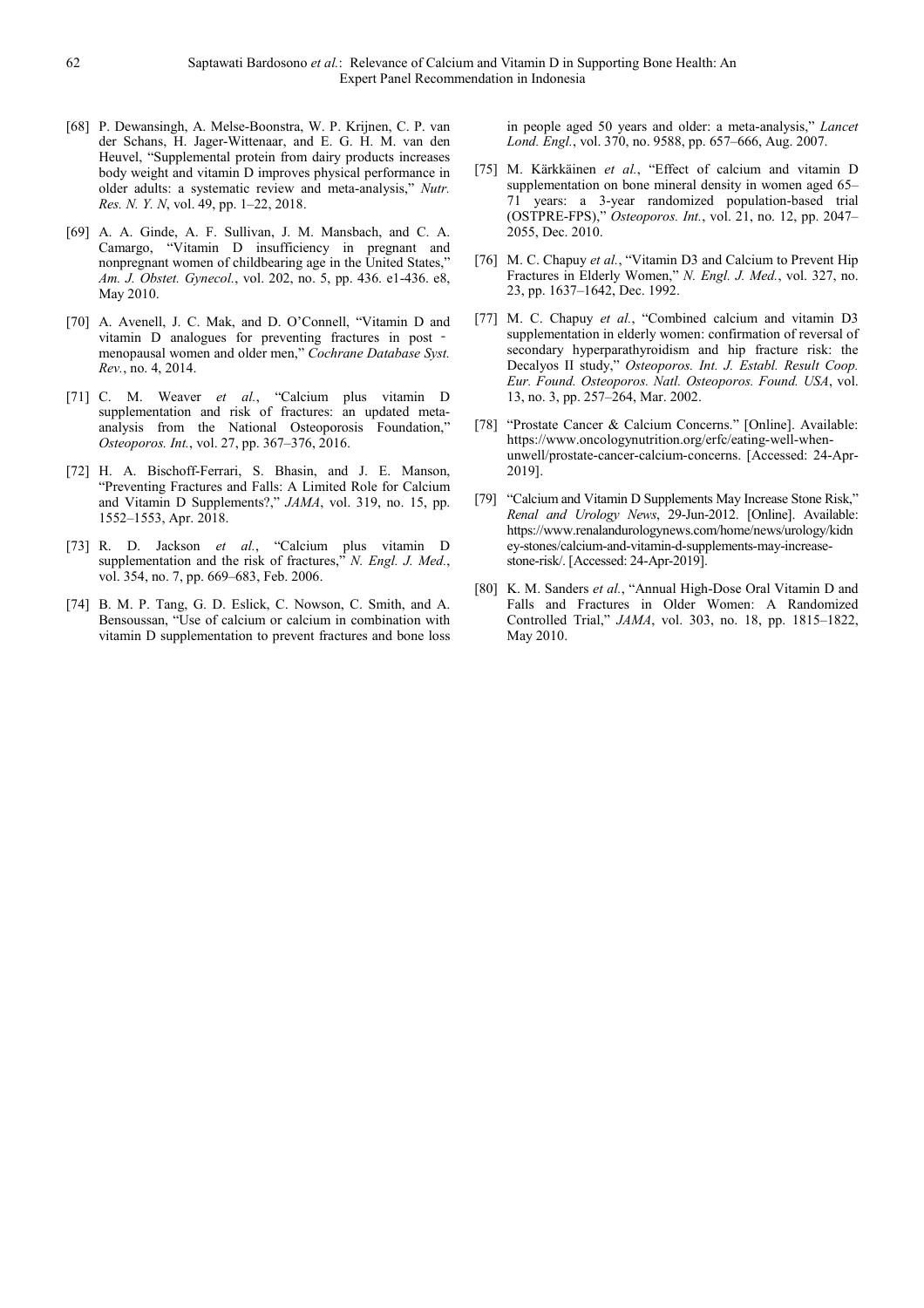[68] P. Dewansingh, A. Melse-Boonstra, W. P. Krijnen, C. P. van der Schans, H. Jager-Wittenaar, and E. G. H. M. van den Heuvel, "Supplemental protein from dairy products increases body weight and vitamin D improves physical performance in older adults: a systematic review and meta-analysis," *Nutr. Res. N. Y. N*, vol. 49, pp. 1–22, 2018.

[69] A. A. Ginde, A. F. Sullivan, J. M. Mansbach, and C. A. Camargo, "Vitamin D insufficiency in pregnant and nonpregnant women of childbearing age in the United States," *Am. J. Obstet. Gynecol.*, vol. 202, no. 5, pp. 436. e1-436. e8, May 2010.

[70] A. Avenell, J. C. Mak, and D. O'Connell, "Vitamin D and vitamin D analogues for preventing fractures in post - menopausal women and older men," *Cochrane Database Syst. Rev.*, no. 4, 2014.

[71] C. M. Weaver *et al.*, "Calcium plus vitamin D supplementation and risk of fractures: an updated meta-analysis from the National Osteoporosis Foundation," *Osteoporos. Int.*, vol. 27, pp. 367–376, 2016.

[72] H. A. Bischoff-Ferrari, S. Bhasin, and J. E. Manson, "Preventing Fractures and Falls: A Limited Role for Calcium and Vitamin D Supplements?," *JAMA*, vol. 319, no. 15, pp. 1552–1553, Apr. 2018.

[73] R. D. Jackson *et al.*, "Calcium plus vitamin D supplementation and the risk of fractures," *N. Engl. J. Med.*, vol. 354, no. 7, pp. 669–683, Feb. 2006.

[74] B. M. P. Tang, G. D. Eslick, C. Nowson, C. Smith, and A. Bensoussan, "Use of calcium or calcium in combination with vitamin D supplementation to prevent fractures and bone loss in people aged 50 years and older: a meta-analysis," *Lancet Lond. Engl.*, vol. 370, no. 9588, pp. 657–666, Aug. 2007.

[75] M. Kärkkäinen *et al.*, "Effect of calcium and vitamin D supplementation on bone mineral density in women aged 65–71 years: a 3-year randomized population-based trial (OSTPRE-FPS)," *Osteoporos. Int.*, vol. 21, no. 12, pp. 2047–2055, Dec. 2010.

[76] M. C. Chapuy *et al.*, "Vitamin D3 and Calcium to Prevent Hip Fractures in Elderly Women," *N. Engl. J. Med.*, vol. 327, no. 23, pp. 1637–1642, Dec. 1992.

[77] M. C. Chapuy *et al.*, "Combined calcium and vitamin D3 supplementation in elderly women: confirmation of reversal of secondary hyperparathyroidism and hip fracture risk: the Decalyos II study," *Osteoporos. Int. J. Establ. Result Coop. Eur. Found. Osteoporos. Natl. Osteoporos. Found. USA*, vol. 13, no. 3, pp. 257–264, Mar. 2002.

[78] "Prostate Cancer & Calcium Concerns." [Online]. Available: https://www.oncologynutrition.org/erfc/eating-well-when-unwell/prostate-cancer-calcium-concerns. [Accessed: 24-Apr-2019].

[79] "Calcium and Vitamin D Supplements May Increase Stone Risk," *Renal and Urology News*, 29-Jun-2012. [Online]. Available: https://www.renalandurologynews.com/home/news/urology/kidney-stones/calcium-and-vitamin-d-supplements-may-increase-stone-risk/. [Accessed: 24-Apr-2019].

[80] K. M. Sanders *et al.*, "Annual High-Dose Oral Vitamin D and Falls and Fractures in Older Women: A Randomized Controlled Trial," *JAMA*, vol. 303, no. 18, pp. 1815–1822, May 2010.